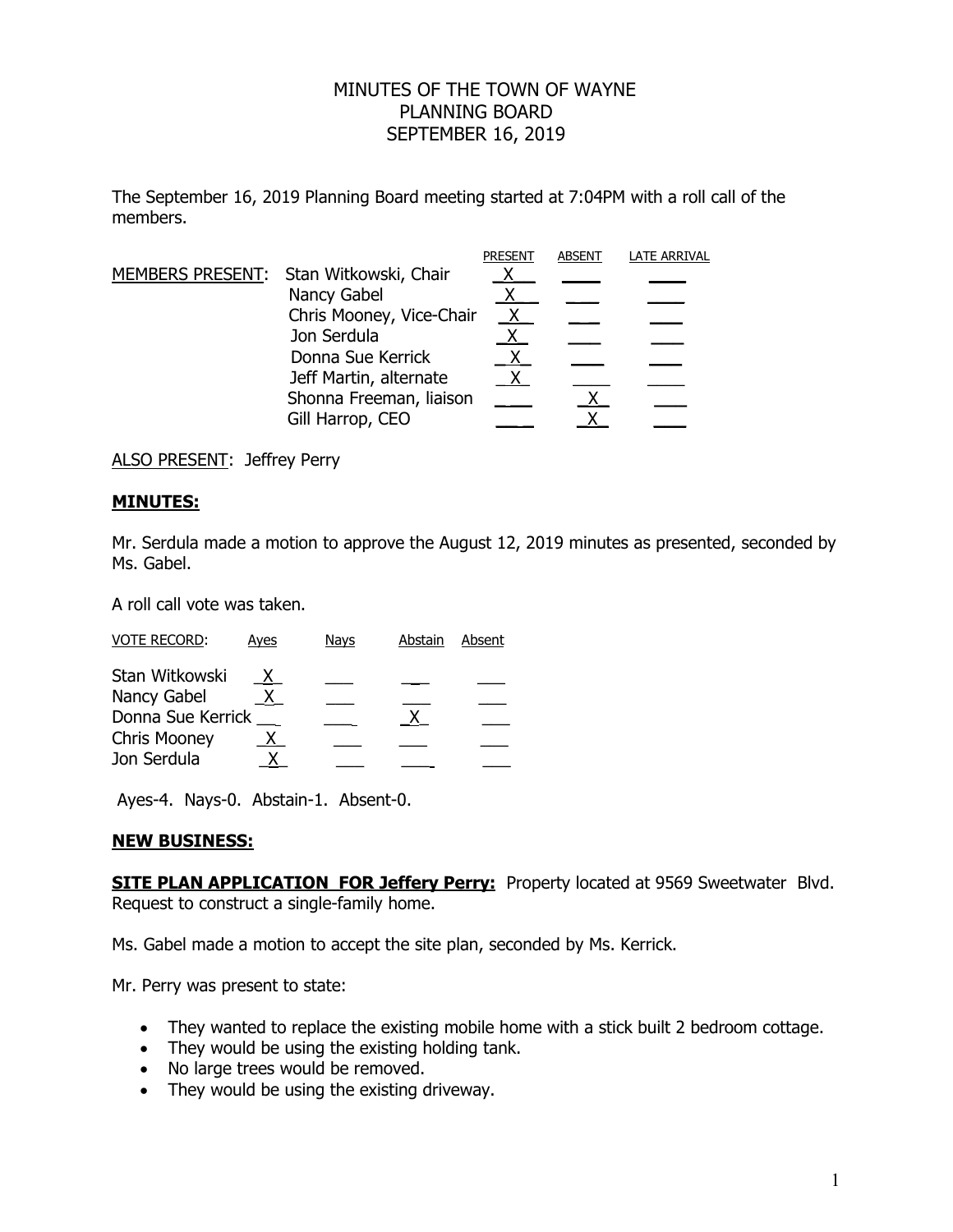# MINUTES OF THE TOWN OF WAYNE
# PLANNING BOARD
# SEPTEMBER 16, 2019

The September 16, 2019 Planning Board meeting started at 7:04PM with a roll call of the members.

| MEMBERS PRESENT: | | PRESENT | ABSENT | LATE ARRIVAL |
|---|---|---|---|---|
| | Stan Witkowski, Chair | X | | |
| | Nancy Gabel | X | | |
| | Chris Mooney, Vice-Chair | X | | |
| | Jon Serdula | X | | |
| | Donna Sue Kerrick | X | | |
| | Jeff Martin, alternate | X | | |
| | Shonna Freeman, liaison | | X | |
| | Gill Harrop, CEO | | X | |

ALSO PRESENT: Jeffrey Perry

## MINUTES:

Mr. Serdula made a motion to approve the August 12, 2019 minutes as presented, seconded by Ms. Gabel.

A roll call vote was taken.

| VOTE RECORD: | Ayes | Nays | Abstain | Absent |
|---|---|---|---|---|
| Stan Witkowski | X | | | |
| Nancy Gabel | X | | | |
| Donna Sue Kerrick | | | X | |
| Chris Mooney | X | | | |
| Jon Serdula | X | | | |

Ayes-4. Nays-0. Abstain-1. Absent-0.

## NEW BUSINESS:

**SITE PLAN APPLICATION FOR Jeffery Perry:** Property located at 9569 Sweetwater Blvd. Request to construct a single-family home.

Ms. Gabel made a motion to accept the site plan, seconded by Ms. Kerrick.

Mr. Perry was present to state:

- They wanted to replace the existing mobile home with a stick built 2 bedroom cottage.
- They would be using the existing holding tank.
- No large trees would be removed.
- They would be using the existing driveway.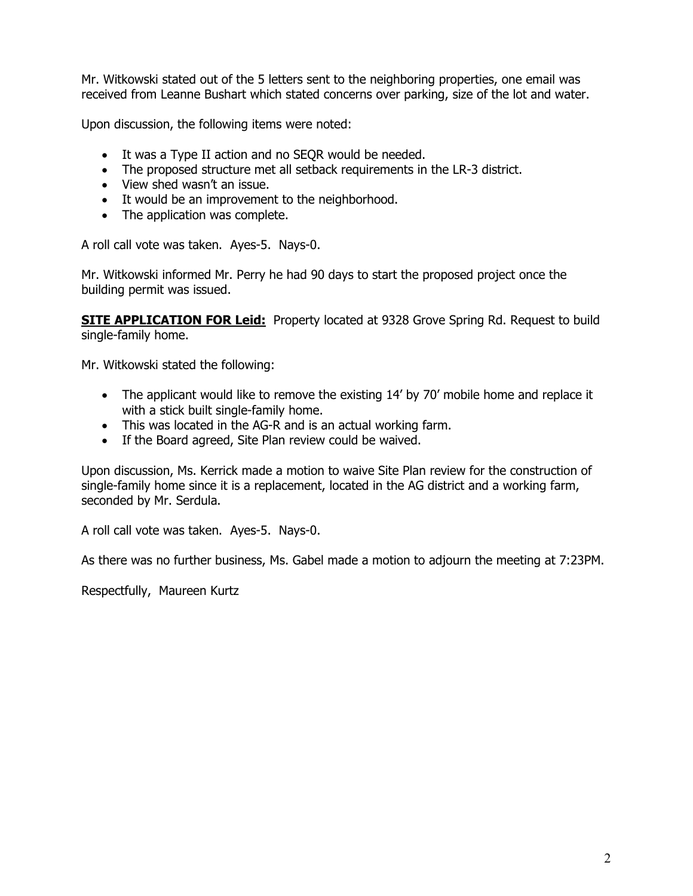Mr. Witkowski stated out of the 5 letters sent to the neighboring properties, one email was received from Leanne Bushart which stated concerns over parking, size of the lot and water.

Upon discussion, the following items were noted:

- It was a Type II action and no SEQR would be needed.
- The proposed structure met all setback requirements in the LR-3 district.
- View shed wasn't an issue.
- It would be an improvement to the neighborhood.
- The application was complete.

A roll call vote was taken. Ayes-5. Nays-0.

Mr. Witkowski informed Mr. Perry he had 90 days to start the proposed project once the building permit was issued.

**SITE APPLICATION FOR Leid:** Property located at 9328 Grove Spring Rd. Request to build single-family home.

Mr. Witkowski stated the following:

- The applicant would like to remove the existing 14' by 70' mobile home and replace it with a stick built single-family home.
- This was located in the AG-R and is an actual working farm.
- If the Board agreed, Site Plan review could be waived.

Upon discussion, Ms. Kerrick made a motion to waive Site Plan review for the construction of single-family home since it is a replacement, located in the AG district and a working farm, seconded by Mr. Serdula.

A roll call vote was taken. Ayes-5. Nays-0.

As there was no further business, Ms. Gabel made a motion to adjourn the meeting at 7:23PM.

Respectfully, Maureen Kurtz